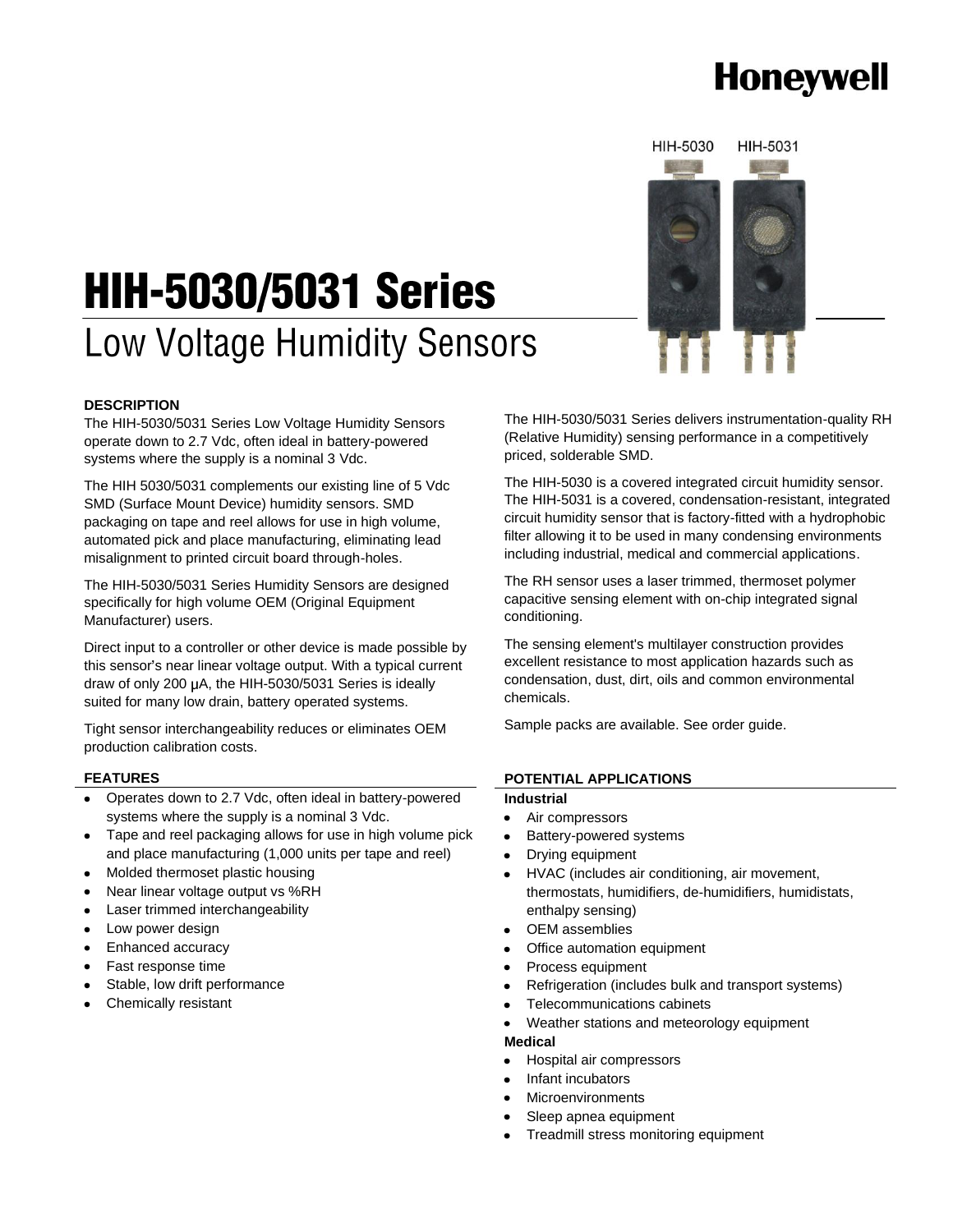Honeywell

HIH-5030 HIH-5031

# HIH-5030/5031 Series

## Low Voltage Humidity Sensors

### DESCRIPTION

The HIH-5030/5031 Series Low Voltage Humidity Sensors operate down to 2.7 Vdc, often ideal in battery-powered systems where the supply is a nominal 3 Vdc.

The HIH 5030/5031 complements our existing line of 5 Vdc SMD (Surface Mount Device) humidity sensors. SMD packaging on tape and reel allows for use in high volume, automated pick and place manufacturing, eliminating lead misalignment to printed circuit board through-holes.

The HIH-5030/5031 Series Humidity Sensors are designed specifically for high volume OEM (Original Equipment Manufacturer) users.

Direct input to a controller or other device is made possible by this sensor's near linear voltage output. With a typical current draw of only 200 µA, the HIH-5030/5031 Series is ideally suited for many low drain, battery operated systems.

Tight sensor interchangeability reduces or eliminates OEM production calibration costs.

The HIH-5030/5031 Series delivers instrumentation-quality RH (Relative Humidity) sensing performance in a competitively priced, solderable SMD.

The HIH-5030 is a covered integrated circuit humidity sensor. The HIH-5031 is a covered, condensation-resistant, integrated circuit humidity sensor that is factory-fitted with a hydrophobic filter allowing it to be used in many condensing environments including industrial, medical and commercial applications.

The RH sensor uses a laser trimmed, thermoset polymer capacitive sensing element with on-chip integrated signal conditioning.

The sensing element's multilayer construction provides excellent resistance to most application hazards such as condensation, dust, dirt, oils and common environmental chemicals.

Sample packs are available. See order guide.

### FEATURES

- Operates down to 2.7 Vdc, often ideal in battery-powered systems where the supply is a nominal 3 Vdc.
- Tape and reel packaging allows for use in high volume pick and place manufacturing (1,000 units per tape and reel)
- Molded thermoset plastic housing
- Near linear voltage output vs %RH
- Laser trimmed interchangeability
- Low power design
- Enhanced accuracy
- Fast response time
- Stable, low drift performance
- Chemically resistant

### POTENTIAL APPLICATIONS

**Industrial**

- Air compressors
- Battery-powered systems
- Drying equipment
- HVAC (includes air conditioning, air movement, thermostats, humidifiers, de-humidifiers, humidistats, enthalpy sensing)
- OEM assemblies
- Office automation equipment
- Process equipment
- Refrigeration (includes bulk and transport systems)
- Telecommunications cabinets
- Weather stations and meteorology equipment

**Medical**

- Hospital air compressors
- Infant incubators
- Microenvironments
- Sleep apnea equipment
- Treadmill stress monitoring equipment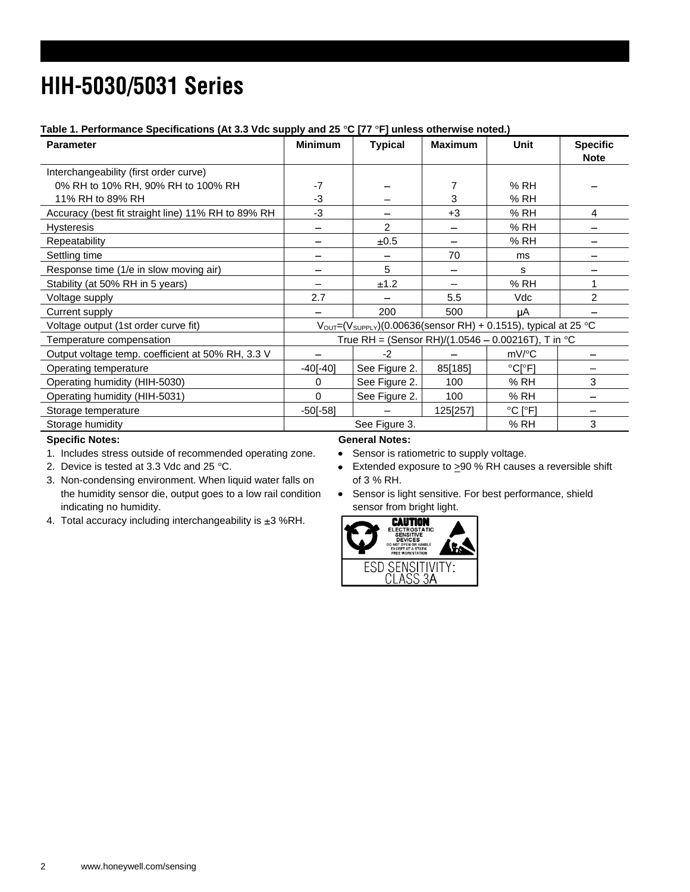# HIH-5030/5031 Series

**Table 1. Performance Specifications (At 3.3 Vdc supply and 25 °C [77 °F] unless otherwise noted.)**

| Parameter | Minimum | Typical | Maximum | Unit | Specific Note |
|---|---|---|---|---|---|
| Interchangeability (first order curve) | | | | | |
| 0% RH to 10% RH, 90% RH to 100% RH | -7 | – | 7 | % RH | – |
| 11% RH to 89% RH | -3 | – | 3 | % RH | |
| Accuracy (best fit straight line) 11% RH to 89% RH | -3 | – | +3 | % RH | 4 |
| Hysteresis | – | 2 | – | % RH | – |
| Repeatability | – | ±0.5 | – | % RH | – |
| Settling time | – | – | 70 | ms | – |
| Response time (1/e in slow moving air) | – | 5 | – | s | – |
| Stability (at 50% RH in 5 years) | – | ±1.2 | – | % RH | 1 |
| Voltage supply | 2.7 | – | 5.5 | Vdc | 2 |
| Current supply | – | 200 | 500 | μA | – |
| Voltage output (1st order curve fit) | $V_{OUT}=(V_{SUPPLY})(0.00636(\text{sensor RH}) + 0.1515)$, typical at 25 °C | | | | |
| Temperature compensation | True RH = (Sensor RH)/(1.0546 – 0.00216T), T in °C | | | | |
| Output voltage temp. coefficient at 50% RH, 3.3 V | – | -2 | – | mV/°C | – |
| Operating temperature | -40[-40] | See Figure 2. | 85[185] | °C[°F] | – |
| Operating humidity (HIH-5030) | 0 | See Figure 2. | 100 | % RH | 3 |
| Operating humidity (HIH-5031) | 0 | See Figure 2. | 100 | % RH | – |
| Storage temperature | -50[-58] | – | 125[257] | °C [°F] | – |
| Storage humidity | See Figure 3. | | | % RH | 3 |

**Specific Notes:**

1. Includes stress outside of recommended operating zone.
2. Device is tested at 3.3 Vdc and 25 °C.
3. Non-condensing environment. When liquid water falls on the humidity sensor die, output goes to a low rail condition indicating no humidity.
4. Total accuracy including interchangeability is ±3 %RH.

**General Notes:**

- Sensor is ratiometric to supply voltage.
- Extended exposure to ≥90 % RH causes a reversible shift of 3 % RH.
- Sensor is light sensitive. For best performance, shield sensor from bright light.

CAUTION
ELECTROSTATIC SENSITIVE DEVICES
DO NOT OPEN OR HANDLE EXCEPT AT A STATIC FREE WORKSTATION

ESD SENSITIVITY: CLASS 3A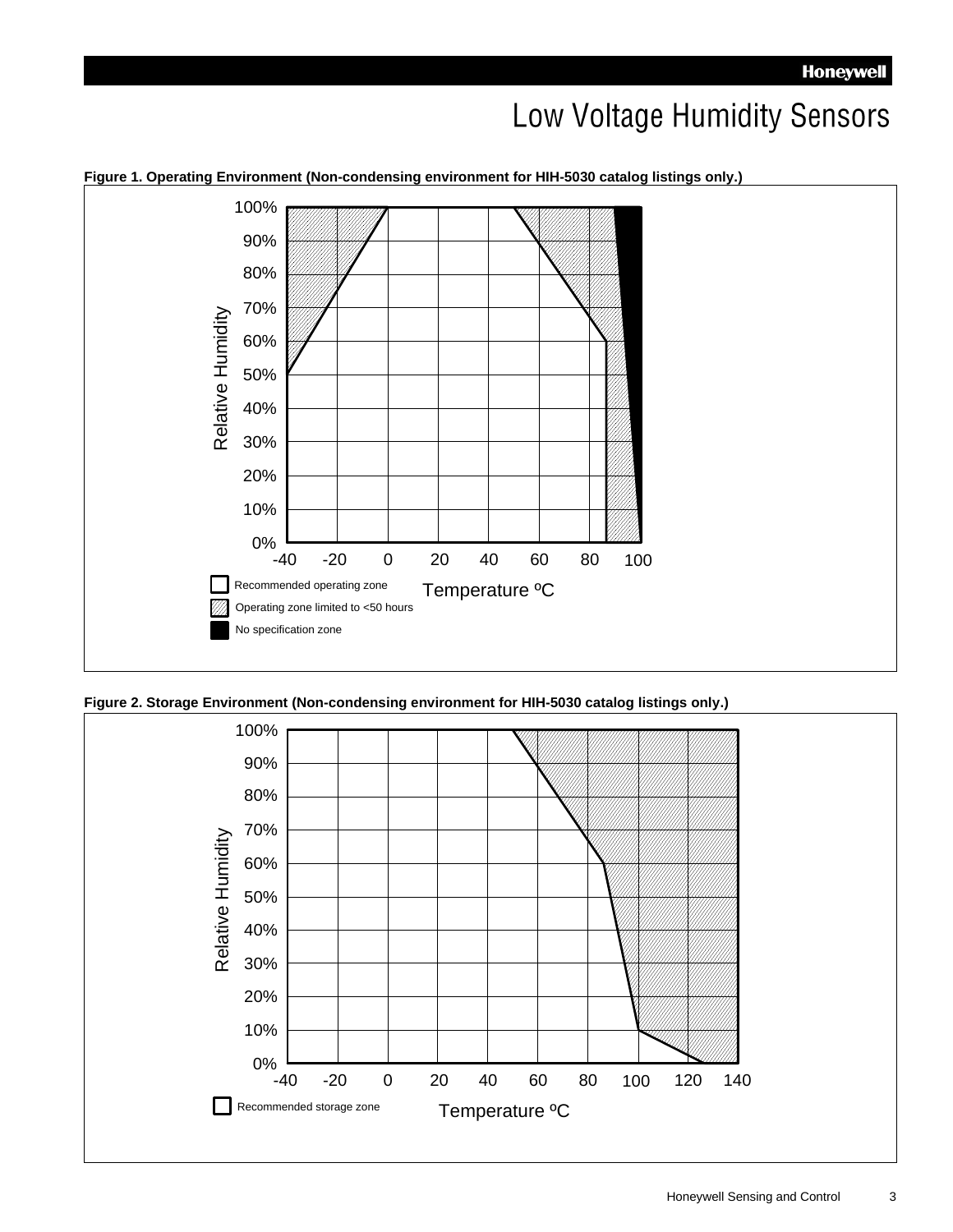# Low Voltage Humidity Sensors

**Figure 1. Operating Environment (Non-condensing environment for HIH-5030 catalog listings only.)**

100%
90%
80%
70%
60%
50%
40%
30%
20%
10%
0%

Relative Humidity

-40 -20 0 20 40 60 80 100

Temperature ºC

Recommended operating zone

Operating zone limited to <50 hours

No specification zone

**Figure 2. Storage Environment (Non-condensing environment for HIH-5030 catalog listings only.)**

100%
90%
80%
70%
60%
50%
40%
30%
20%
10%
0%

Relative Humidity

-40 -20 0 20 40 60 80 100 120 140

Temperature ºC

Recommended storage zone

Honeywell Sensing and Control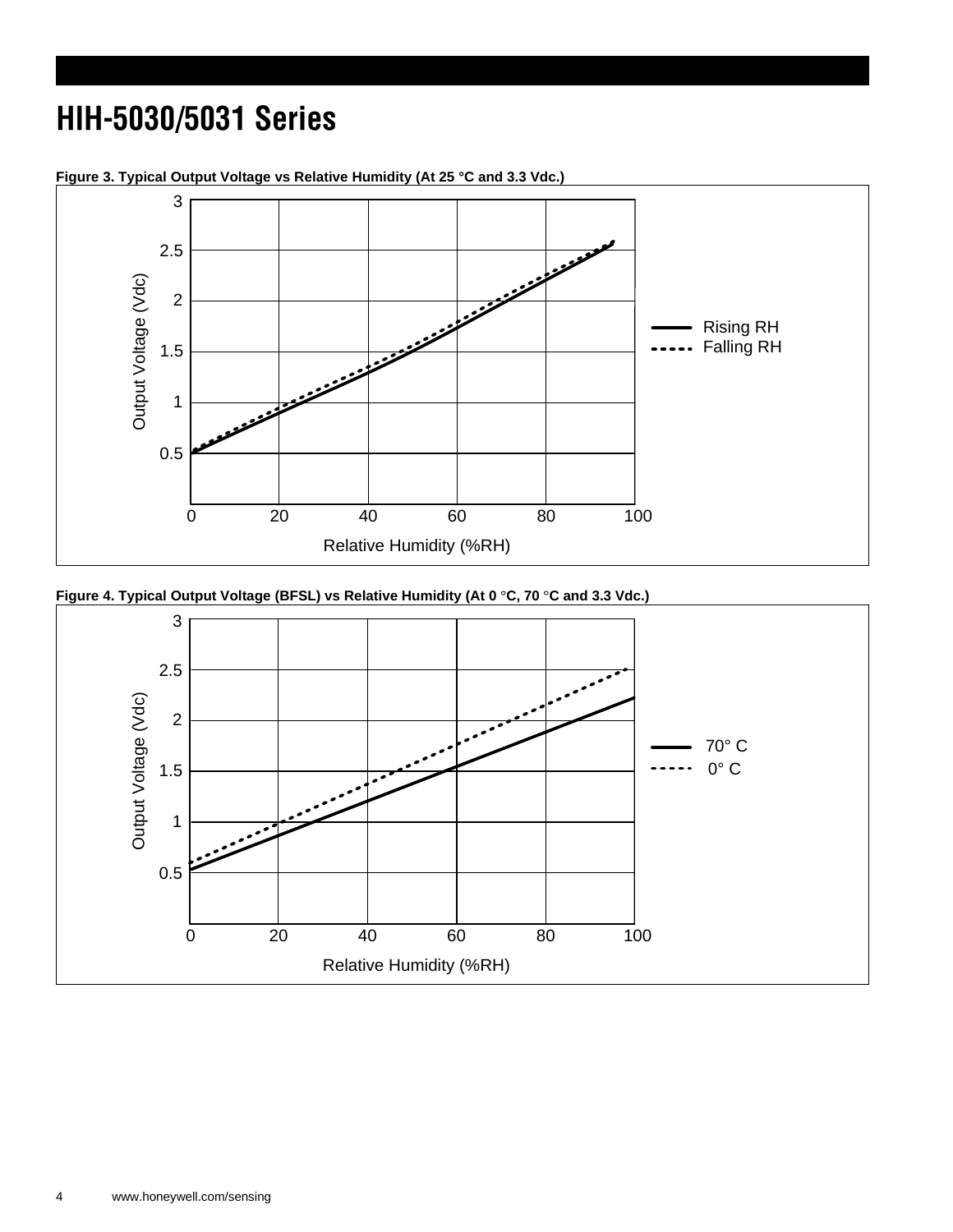# HIH-5030/5031 Series

**Figure 3. Typical Output Voltage vs Relative Humidity (At 25 °C and 3.3 Vdc.)**

**Figure 4. Typical Output Voltage (BFSL) vs Relative Humidity (At 0 °C, 70 °C and 3.3 Vdc.)**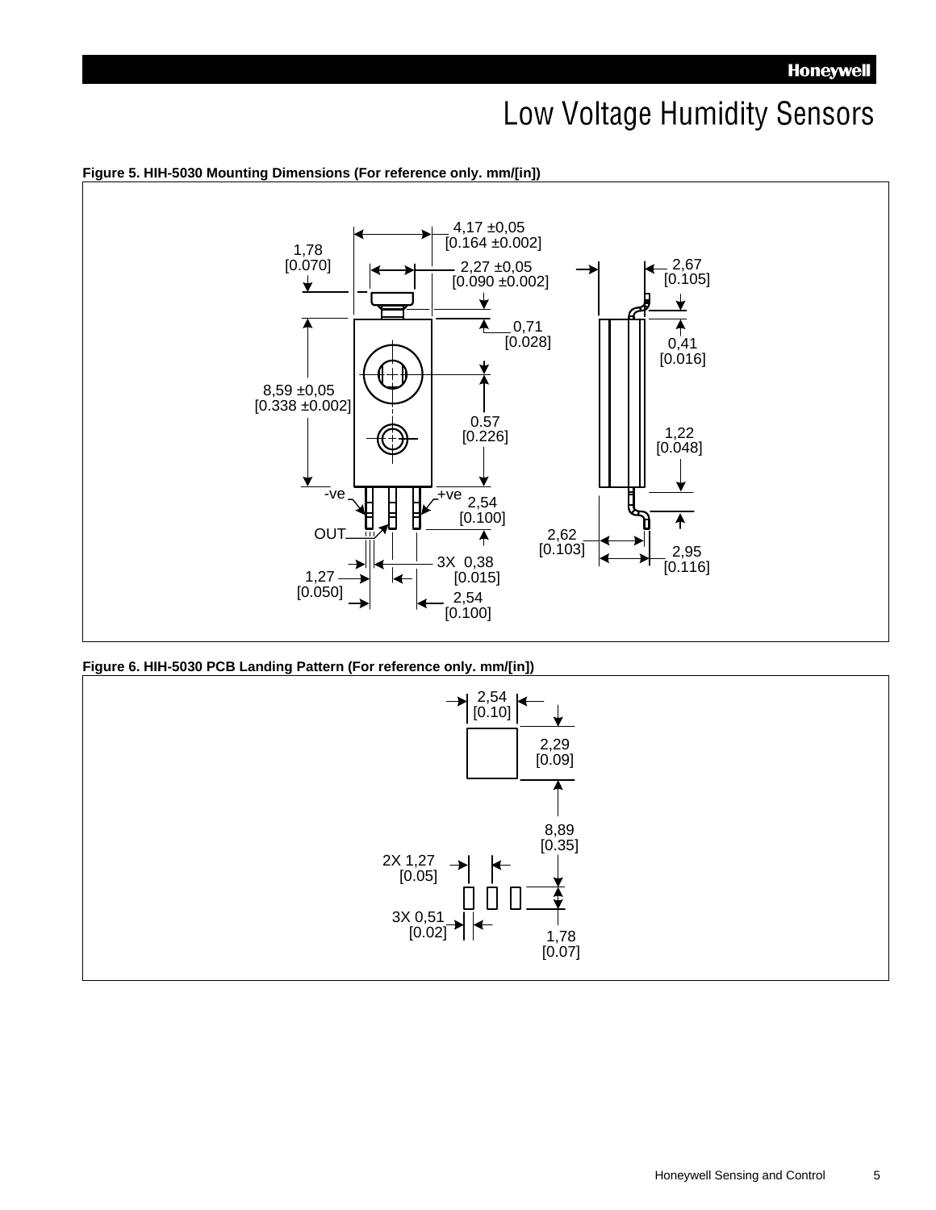**Figure 5. HIH-5030 Mounting Dimensions (For reference only. mm/[in])**

4,17 ±0,05
[0.164 ±0.002]
1,78
[0.070]
2,27 ±0,05
[0.090 ±0.002]
2,67
[0.105]
0,71
[0.028]
0,41
[0.016]
8,59 ±0,05
[0.338 ±0.002]
0.57
[0.226]
1,22
[0.048]
-ve
+ve
2,54
[0.100]
OUT
2,62
[0.103]
2,95
[0.116]
3X 0,38
[0.015]
1,27
[0.050]
2,54
[0.100]

**Figure 6. HIH-5030 PCB Landing Pattern (For reference only. mm/[in])**

2,54
[0.10]
2,29
[0.09]
8,89
[0.35]
2X 1,27
[0.05]
3X 0,51
[0.02]
1,78
[0.07]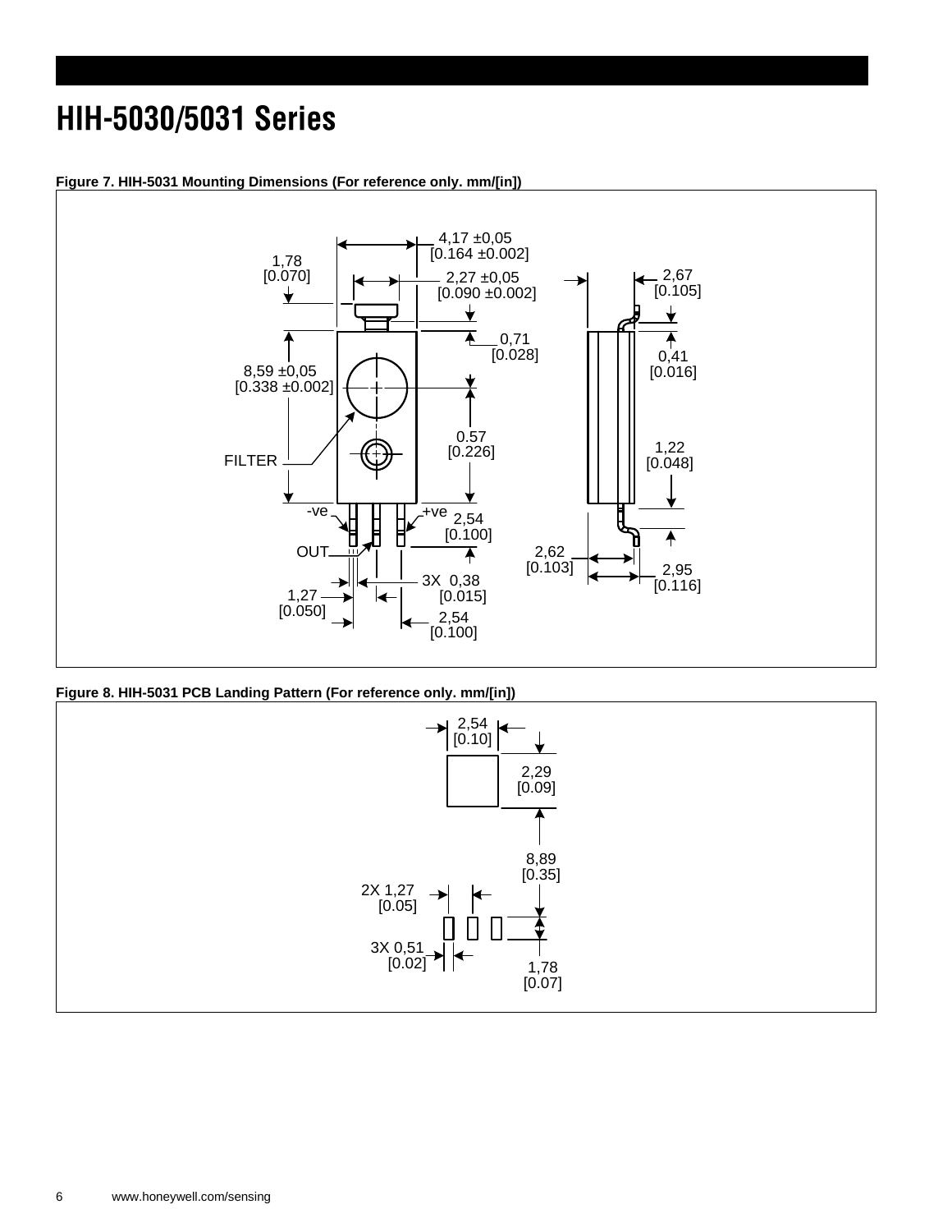# HIH-5030/5031 Series

**Figure 7. HIH-5031 Mounting Dimensions (For reference only. mm/[in])**

4,17 ±0,05
[0.164 ±0.002]
1,78
[0.070]
2,27 ±0,05
[0.090 ±0.002]
2,67
[0.105]
0,71
[0.028]
0,41
[0.016]
8,59 ±0,05
[0.338 ±0.002]
0.57
[0.226]
1,22
[0.048]
FILTER
-ve
+ve
2,54
[0.100]
OUT
2,62
[0.103]
2,95
[0.116]
3X 0,38
[0.015]
1,27
[0.050]
2,54
[0.100]

**Figure 8. HIH-5031 PCB Landing Pattern (For reference only. mm/[in])**

2,54
[0.10]
2,29
[0.09]
8,89
[0.35]
2X 1,27
[0.05]
3X 0,51
[0.02]
1,78
[0.07]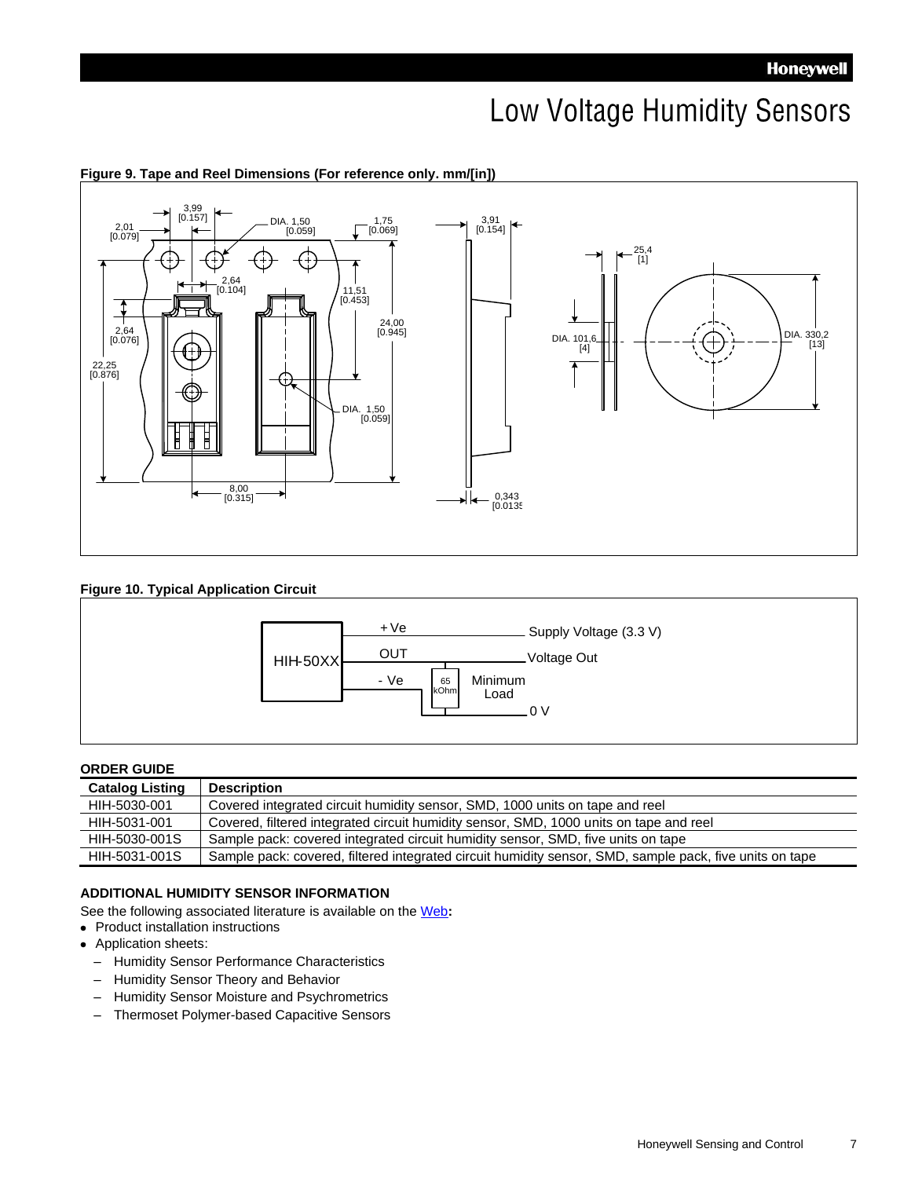# Low Voltage Humidity Sensors

**Figure 9. Tape and Reel Dimensions (For reference only. mm/[in])**

3,99
[0.157]
2,01
[0.079]
DIA. 1,50
[0.059]
1,75
[0.069]
3,91
[0.154]
25,4
[1]
2,64
[0.104]
11,51
[0.453]
24,00
[0.945]
2,64
[0.076]
DIA. 101,6
[4]
DIA. 330,2
[13]
22,25
[0.876]
DIA. 1,50
[0.059]
8,00
[0.315]
0,343
[0.0135]

**Figure 10. Typical Application Circuit**

HIH-50XX
+Ve
OUT
- Ve
Supply Voltage (3.3 V)
Voltage Out
65 kOhm
Minimum Load
0 V

**ORDER GUIDE**

| Catalog Listing | Description |
|---|---|
| HIH-5030-001 | Covered integrated circuit humidity sensor, SMD, 1000 units on tape and reel |
| HIH-5031-001 | Covered, filtered integrated circuit humidity sensor, SMD, 1000 units on tape and reel |
| HIH-5030-001S | Sample pack: covered integrated circuit humidity sensor, SMD, five units on tape |
| HIH-5031-001S | Sample pack: covered, filtered integrated circuit humidity sensor, SMD, sample pack, five units on tape |

**ADDITIONAL HUMIDITY SENSOR INFORMATION**

See the following associated literature is available on the Web**:**

- Product installation instructions
- Application sheets:
  - Humidity Sensor Performance Characteristics
  - Humidity Sensor Theory and Behavior
  - Humidity Sensor Moisture and Psychrometrics
  - Thermoset Polymer-based Capacitive Sensors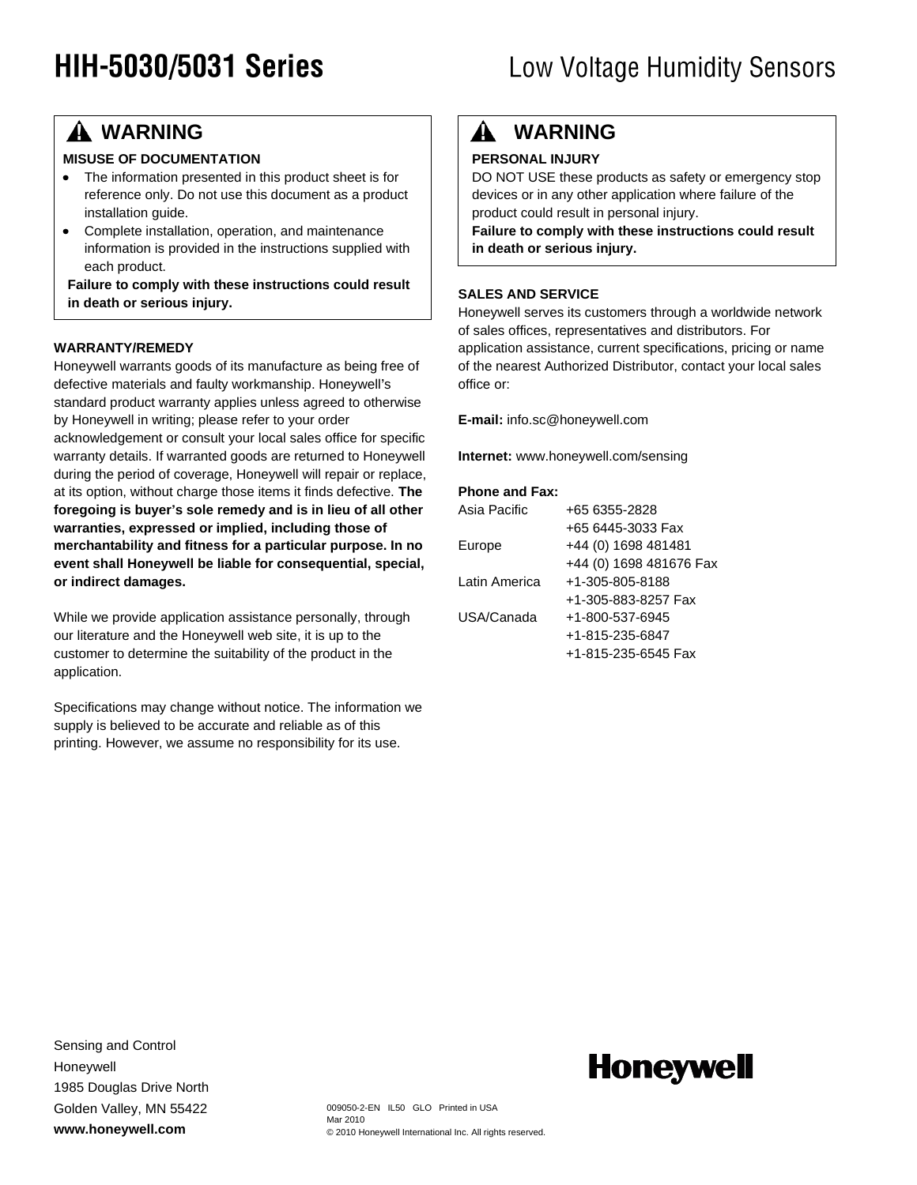## ⚠ WARNING

**MISUSE OF DOCUMENTATION**

- The information presented in this product sheet is for reference only. Do not use this document as a product installation guide.
- Complete installation, operation, and maintenance information is provided in the instructions supplied with each product.

**Failure to comply with these instructions could result in death or serious injury.**

**WARRANTY/REMEDY**

Honeywell warrants goods of its manufacture as being free of defective materials and faulty workmanship. Honeywell's standard product warranty applies unless agreed to otherwise by Honeywell in writing; please refer to your order acknowledgement or consult your local sales office for specific warranty details. If warranted goods are returned to Honeywell during the period of coverage, Honeywell will repair or replace, at its option, without charge those items it finds defective. **The foregoing is buyer's sole remedy and is in lieu of all other warranties, expressed or implied, including those of merchantability and fitness for a particular purpose. In no event shall Honeywell be liable for consequential, special, or indirect damages.**

While we provide application assistance personally, through our literature and the Honeywell web site, it is up to the customer to determine the suitability of the product in the application.

Specifications may change without notice. The information we supply is believed to be accurate and reliable as of this printing. However, we assume no responsibility for its use.

## ⚠ WARNING

**PERSONAL INJURY**

DO NOT USE these products as safety or emergency stop devices or in any other application where failure of the product could result in personal injury.

**Failure to comply with these instructions could result in death or serious injury.**

**SALES AND SERVICE**

Honeywell serves its customers through a worldwide network of sales offices, representatives and distributors. For application assistance, current specifications, pricing or name of the nearest Authorized Distributor, contact your local sales office or:

**E-mail:** info.sc@honeywell.com

**Internet:** www.honeywell.com/sensing

**Phone and Fax:**

| | |
|---|---|
| Asia Pacific | +65 6355-2828 |
| | +65 6445-3033 Fax |
| Europe | +44 (0) 1698 481481 |
| | +44 (0) 1698 481676 Fax |
| Latin America | +1-305-805-8188 |
| | +1-305-883-8257 Fax |
| USA/Canada | +1-800-537-6945 |
| | +1-815-235-6847 |
| | +1-815-235-6545 Fax |

Sensing and Control
Honeywell
1985 Douglas Drive North
Golden Valley, MN 55422
**www.honeywell.com**

009050-2-EN IL50 GLO Printed in USA
Mar 2010
© 2010 Honeywell International Inc. All rights reserved.

**Honeywell**